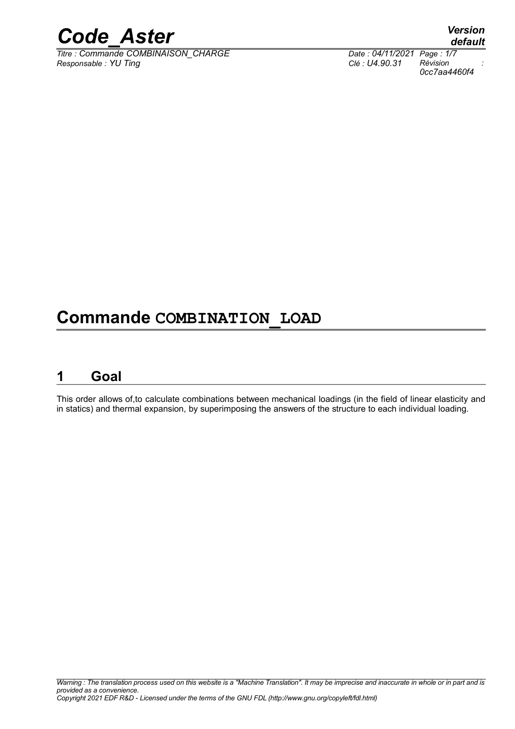# Commande COMBINATION_LOAD

## 1 Goal

This order allows of,to calculate combinations between mechanical loadings (in the field of linear elasticity and in statics) and thermal expansion, by superimposing the answers of the structure to each individual loading.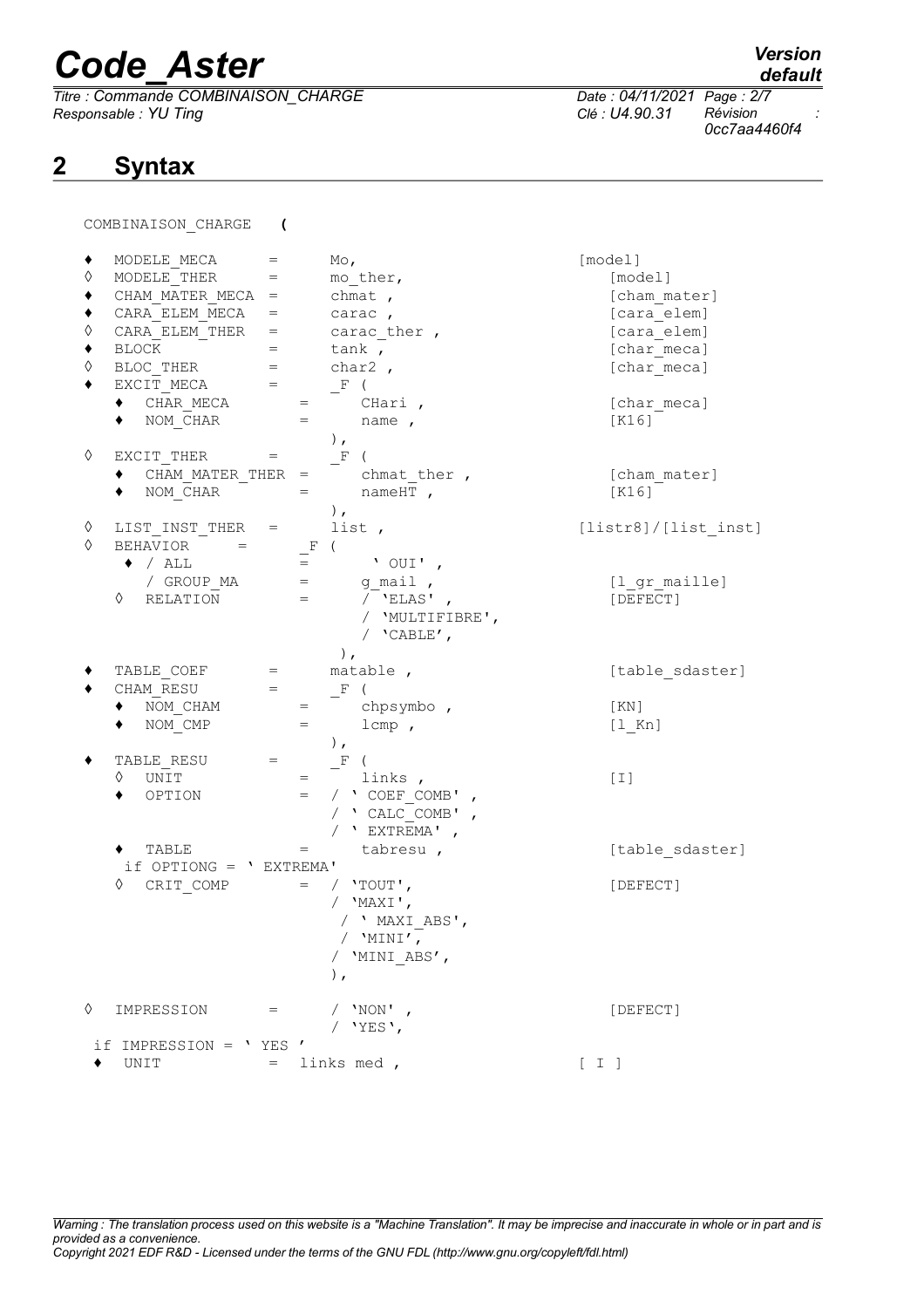# 2 Syntax

```
COMBINAISON_CHARGE   (

♦  MODELE_MECA      =      Mo,                          [model]
◊  MODELE_THER      =      mo_ther,                        [model]
♦  CHAM_MATER_MECA  =      chmat ,                         [cham_mater]
♦  CARA_ELEM_MECA   =      carac ,                         [cara_elem]
◊  CARA_ELEM_THER   =      carac_ther ,                    [cara_elem]
♦  BLOCK            =      tank ,                          [char_meca]
◊  BLOC_THER        =      char2 ,                         [char_meca]
♦  EXCIT_MECA       =      _F (
    ♦  CHAR_MECA        =     CHari ,                     [char_meca]
    ♦  NOM_CHAR         =     name ,                      [K16]
                           ),
◊  EXCIT_THER       =      _F (
    ♦  CHAM_MATER_THER  =     chmat_ther ,                [cham_mater]
    ♦  NOM_CHAR         =     nameHT ,                    [K16]
                           ),
◊  LIST_INST_THER   =      list ,                       [listr8]/[list_inst]
◊  BEHAVIOR     =      _F (
    ♦ / ALL             =       ' OUI' ,
      / GROUP_MA        =      g_mail ,                   [l_gr_maille]
    ◊  RELATION         =      / 'ELAS' ,                 [DEFECT]
                               / 'MULTIFIBRE',
                               / 'CABLE',
                          ),
♦  TABLE_COEF       =      matable ,                       [table_sdaster]
♦  CHAM_RESU        =      _F (
    ♦  NOM_CHAM         =     chpsymbo ,                  [KN]
    ♦  NOM_CMP          =     lcmp ,                      [l_Kn]
                           ),
♦  TABLE_RESU       =      _F (
    ◊  UNIT             =     links ,                     [I]
    ♦  OPTION           =   / ' COEF_COMB' ,
                            / ' CALC_COMB' ,
                            / ' EXTREMA' ,
    ♦  TABLE            =     tabresu ,                   [table_sdaster]
   if OPTIONG = ' EXTREMA'
    ◊  CRIT_COMP        =   / 'TOUT',                     [DEFECT]
                            / 'MAXI',
                             / ' MAXI_ABS',
                             / 'MINI',
                            / 'MINI_ABS',
                            ),

◊  IMPRESSION       =      / 'NON' ,                    [DEFECT]
                           / 'YES',
 if IMPRESSION = ' YES '
 ♦  UNIT            =  links med ,                     [ I ]
```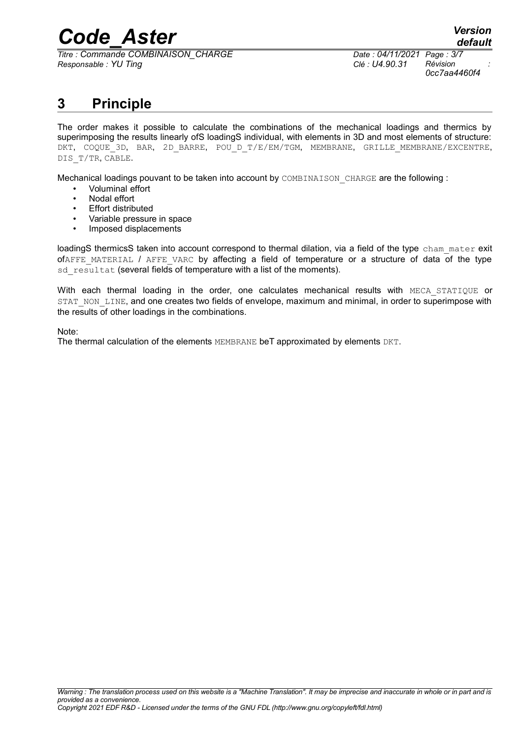# 3 Principle

The order makes it possible to calculate the combinations of the mechanical loadings and thermics by superimposing the results linearly ofS loadingS individual, with elements in 3D and most elements of structure: DKT, COQUE_3D, BAR, 2D_BARRE, POU_D_T/E/EM/TGM, MEMBRANE, GRILLE_MEMBRANE/EXCENTRE, DIS_T/TR, CABLE.

Mechanical loadings pouvant to be taken into account by COMBINAISON_CHARGE are the following :

- Voluminal effort
- Nodal effort
- Effort distributed
- Variable pressure in space
- Imposed displacements

loadingS thermicsS taken into account correspond to thermal dilation, via a field of the type cham_mater exit ofAFFE_MATERIAL / AFFE_VARC by affecting a field of temperature or a structure of data of the type sd_resultat (several fields of temperature with a list of the moments).

With each thermal loading in the order, one calculates mechanical results with MECA_STATIQUE or STAT_NON_LINE, and one creates two fields of envelope, maximum and minimal, in order to superimpose with the results of other loadings in the combinations.

Note:
The thermal calculation of the elements MEMBRANE beT approximated by elements DKT.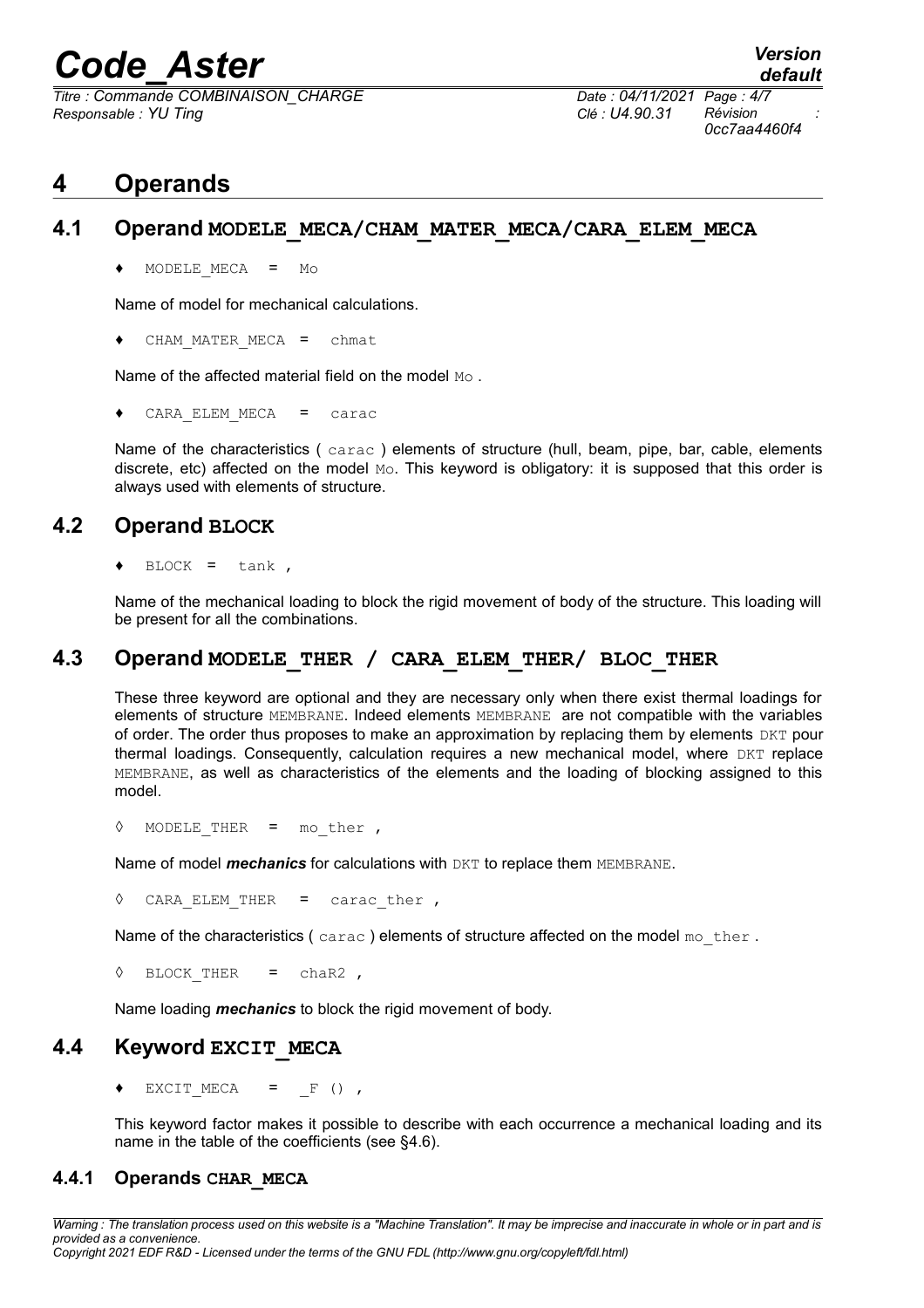# 4 Operands

## 4.1 Operand MODELE_MECA/CHAM_MATER_MECA/CARA_ELEM_MECA

♦ MODELE_MECA = Mo

Name of model for mechanical calculations.

♦ CHAM_MATER_MECA = chmat

Name of the affected material field on the model Mo .

♦ CARA_ELEM_MECA = carac

Name of the characteristics ( carac ) elements of structure (hull, beam, pipe, bar, cable, elements discrete, etc) affected on the model Mo. This keyword is obligatory: it is supposed that this order is always used with elements of structure.

## 4.2 Operand BLOCK

♦ BLOCK = tank ,

Name of the mechanical loading to block the rigid movement of body of the structure. This loading will be present for all the combinations.

## 4.3 Operand MODELE_THER / CARA_ELEM_THER/ BLOC_THER

These three keyword are optional and they are necessary only when there exist thermal loadings for elements of structure MEMBRANE. Indeed elements MEMBRANE are not compatible with the variables of order. The order thus proposes to make an approximation by replacing them by elements DKT pour thermal loadings. Consequently, calculation requires a new mechanical model, where DKT replace MEMBRANE, as well as characteristics of the elements and the loading of blocking assigned to this model.

◊ MODELE_THER = mo_ther ,

Name of model ***mechanics*** for calculations with DKT to replace them MEMBRANE.

◊ CARA_ELEM_THER = carac_ther ,

Name of the characteristics ( carac ) elements of structure affected on the model mo_ther .

◊ BLOCK_THER = chaR2 ,

Name loading ***mechanics*** to block the rigid movement of body.

## 4.4 Keyword EXCIT_MECA

♦ EXCIT_MECA = _F () ,

This keyword factor makes it possible to describe with each occurrence a mechanical loading and its name in the table of the coefficients (see §4.6).

### 4.4.1 Operands CHAR_MECA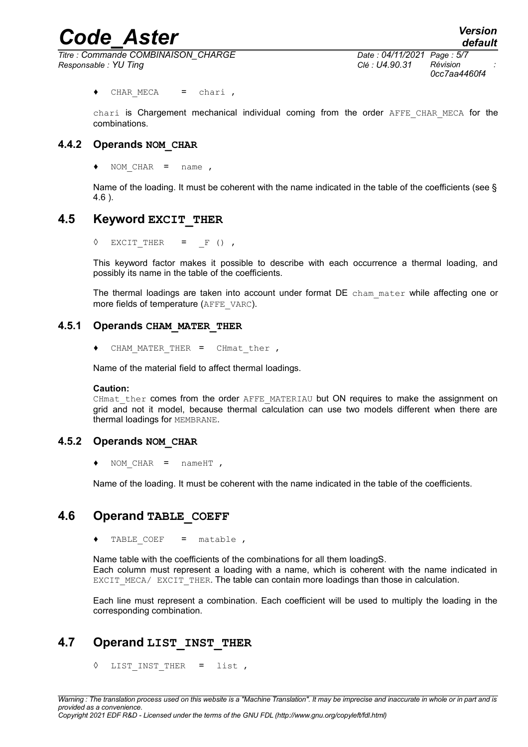♦ CHAR_MECA = chari ,

chari is Chargement mechanical individual coming from the order AFFE_CHAR_MECA for the combinations.

### 4.4.2 Operands NOM_CHAR

♦ NOM_CHAR = name ,

Name of the loading. It must be coherent with the name indicated in the table of the coefficients (see § 4.6 ).

## 4.5 Keyword EXCIT_THER

◊ EXCIT_THER = _F () ,

This keyword factor makes it possible to describe with each occurrence a thermal loading, and possibly its name in the table of the coefficients.

The thermal loadings are taken into account under format DE cham_mater while affecting one or more fields of temperature (AFFE_VARC).

### 4.5.1 Operands CHAM_MATER_THER

♦ CHAM_MATER_THER = CHmat_ther ,

Name of the material field to affect thermal loadings.

**Caution:**
CHmat_ther comes from the order AFFE_MATERIAU but ON requires to make the assignment on grid and not it model, because thermal calculation can use two models different when there are thermal loadings for MEMBRANE.

### 4.5.2 Operands NOM_CHAR

♦ NOM_CHAR = nameHT ,

Name of the loading. It must be coherent with the name indicated in the table of the coefficients.

## 4.6 Operand TABLE_COEFF

♦ TABLE_COEF = matable ,

Name table with the coefficients of the combinations for all them loadingS.
Each column must represent a loading with a name, which is coherent with the name indicated in EXCIT_MECA/ EXCIT_THER. The table can contain more loadings than those in calculation.

Each line must represent a combination. Each coefficient will be used to multiply the loading in the corresponding combination.

## 4.7 Operand LIST_INST_THER

◊ LIST_INST_THER = list ,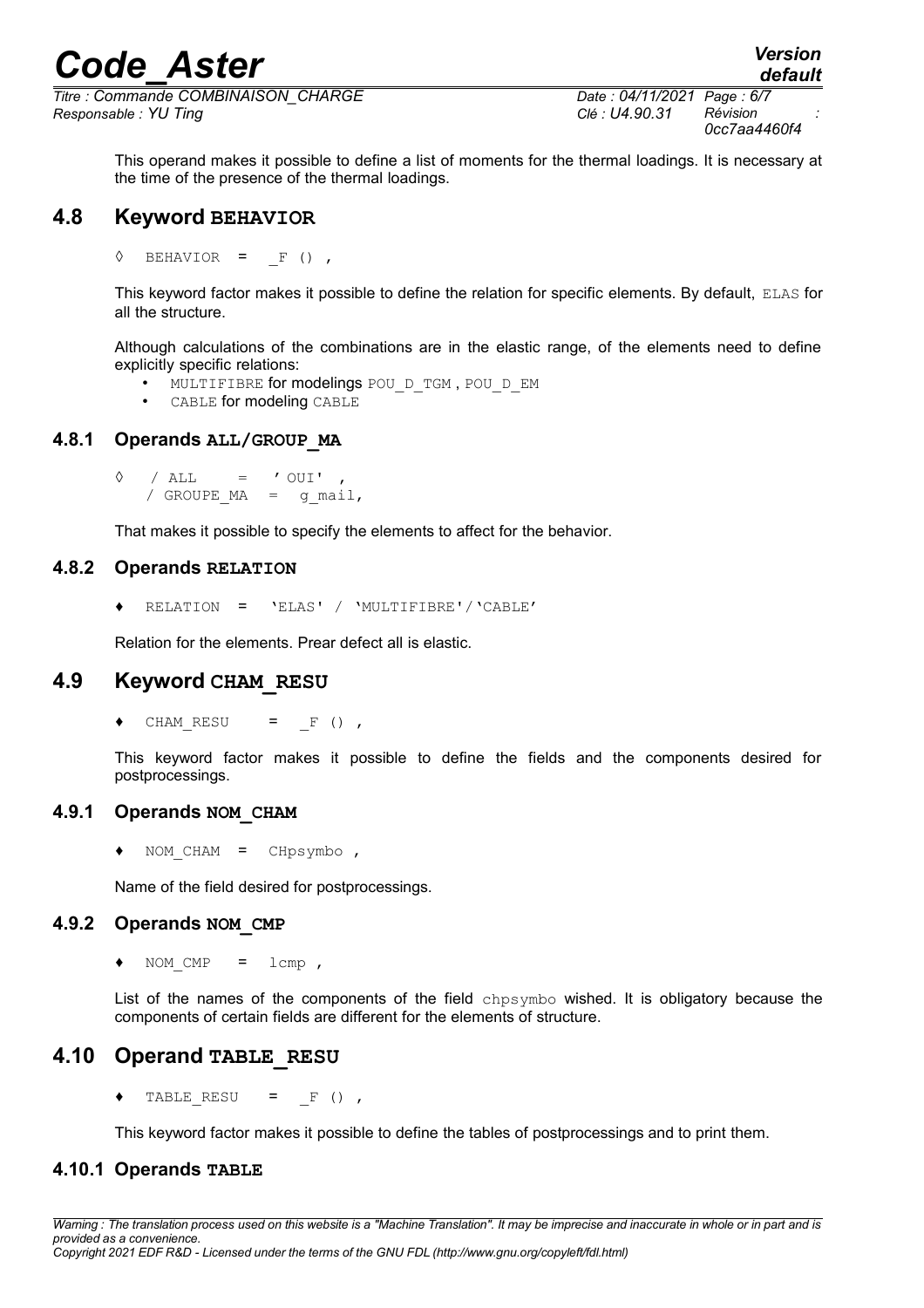This operand makes it possible to define a list of moments for the thermal loadings. It is necessary at the time of the presence of the thermal loadings.

## 4.8 Keyword BEHAVIOR

```
◊  BEHAVIOR  =  _F () ,
```

This keyword factor makes it possible to define the relation for specific elements. By default, ELAS for all the structure.

Although calculations of the combinations are in the elastic range, of the elements need to define explicitly specific relations:

- MULTIFIBRE for modelings POU_D_TGM , POU_D_EM
- CABLE for modeling CABLE

### 4.8.1 Operands ALL/GROUP_MA

```
◊  / ALL       =  ' OUI' ,
   / GROUPE_MA  =  g_mail,
```

That makes it possible to specify the elements to affect for the behavior.

### 4.8.2 Operands RELATION

```
♦  RELATION  =  'ELAS' / 'MULTIFIBRE'/'CABLE'
```

Relation for the elements. Prear defect all is elastic.

## 4.9 Keyword CHAM_RESU

```
♦  CHAM_RESU    =  _F () ,
```

This keyword factor makes it possible to define the fields and the components desired for postprocessings.

### 4.9.1 Operands NOM_CHAM

```
♦  NOM_CHAM  =  CHpsymbo ,
```

Name of the field desired for postprocessings.

### 4.9.2 Operands NOM_CMP

```
♦  NOM_CMP   =  lcmp ,
```

List of the names of the components of the field chpsymbo wished. It is obligatory because the components of certain fields are different for the elements of structure.

## 4.10 Operand TABLE_RESU

```
♦  TABLE_RESU    =  _F () ,
```

This keyword factor makes it possible to define the tables of postprocessings and to print them.

### 4.10.1 Operands TABLE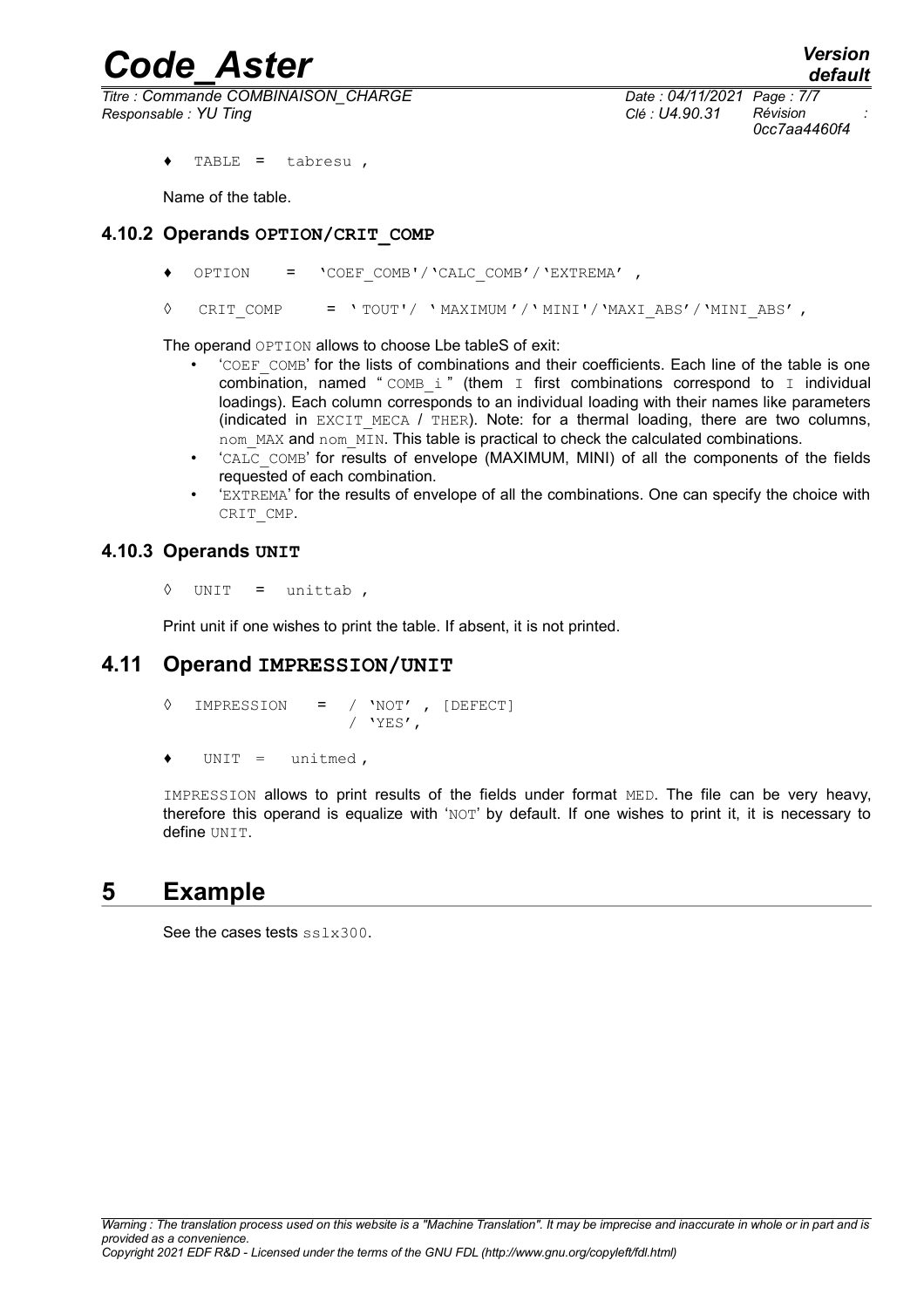♦ TABLE = tabresu ,

Name of the table.

### 4.10.2 Operands OPTION/CRIT_COMP

♦ OPTION = 'COEF_COMB'/'CALC_COMB'/'EXTREMA' ,

◊ CRIT_COMP = ' TOUT'/ ' MAXIMUM '/' MINI'/'MAXI_ABS'/'MINI_ABS' ,

The operand OPTION allows to choose Lbe tableS of exit:

- 'COEF_COMB' for the lists of combinations and their coefficients. Each line of the table is one combination, named " COMB_i " (them I first combinations correspond to I individual loadings). Each column corresponds to an individual loading with their names like parameters (indicated in EXCIT_MECA / THER). Note: for a thermal loading, there are two columns, nom_MAX and nom_MIN. This table is practical to check the calculated combinations.
- 'CALC_COMB' for results of envelope (MAXIMUM, MINI) of all the components of the fields requested of each combination.
- 'EXTREMA' for the results of envelope of all the combinations. One can specify the choice with CRIT_CMP.

### 4.10.3 Operands UNIT

◊ UNIT = unittab ,

Print unit if one wishes to print the table. If absent, it is not printed.

## 4.11 Operand IMPRESSION/UNIT

```
◊ IMPRESSION = / 'NOT' , [DEFECT]
               / 'YES',
```

♦ UNIT = unitmed ,

IMPRESSION allows to print results of the fields under format MED. The file can be very heavy, therefore this operand is equalize with 'NOT' by default. If one wishes to print it, it is necessary to define UNIT.

# 5 Example

See the cases tests sslx300.